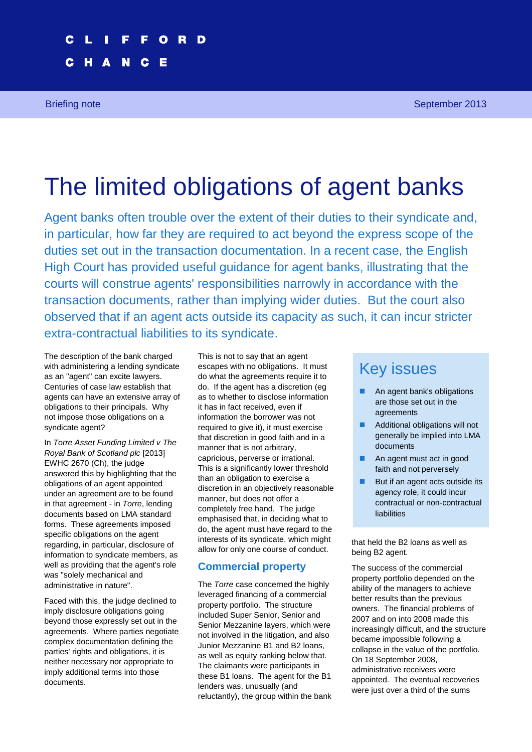CLIFFORD CHANCE

Briefing note | September 2013

# The limited obligations of agent banks

Agent banks often trouble over the extent of their duties to their syndicate and, in particular, how far they are required to act beyond the express scope of the duties set out in the transaction documentation. In a recent case, the English High Court has provided useful guidance for agent banks, illustrating that the courts will construe agents' responsibilities narrowly in accordance with the transaction documents, rather than implying wider duties. But the court also observed that if an agent acts outside its capacity as such, it can incur stricter extra-contractual liabilities to its syndicate.

The description of the bank charged with administering a lending syndicate as an "agent" can excite lawyers. Centuries of case law establish that agents can have an extensive array of obligations to their principals. Why not impose those obligations on a syndicate agent?

In *Torre Asset Funding Limited v The Royal Bank of Scotland plc* [2013] EWHC 2670 (Ch), the judge answered this by highlighting that the obligations of an agent appointed under an agreement are to be found in that agreement - in *Torre*, lending documents based on LMA standard forms. These agreements imposed specific obligations on the agent regarding, in particular, disclosure of information to syndicate members, as well as providing that the agent's role was "solely mechanical and administrative in nature".

Faced with this, the judge declined to imply disclosure obligations going beyond those expressly set out in the agreements. Where parties negotiate complex documentation defining the parties' rights and obligations, it is neither necessary nor appropriate to imply additional terms into those documents.

This is not to say that an agent escapes with no obligations. It must do what the agreements require it to do. If the agent has a discretion (eg as to whether to disclose information it has in fact received, even if information the borrower was not required to give it), it must exercise that discretion in good faith and in a manner that is not arbitrary, capricious, perverse or irrational. This is a significantly lower threshold than an obligation to exercise a discretion in an objectively reasonable manner, but does not offer a completely free hand. The judge emphasised that, in deciding what to do, the agent must have regard to the interests of its syndicate, which might allow for only one course of conduct.

## Key issues

- An agent bank's obligations are those set out in the agreements
- Additional obligations will not generally be implied into LMA documents
- An agent must act in good faith and not perversely
- But if an agent acts outside its agency role, it could incur contractual or non-contractual liabilities

## Commercial property

The *Torre* case concerned the highly leveraged financing of a commercial property portfolio. The structure included Super Senior, Senior and Senior Mezzanine layers, which were not involved in the litigation, and also Junior Mezzanine B1 and B2 loans, as well as equity ranking below that. The claimants were participants in these B1 loans. The agent for the B1 lenders was, unusually (and reluctantly), the group within the bank that held the B2 loans as well as being B2 agent.

The success of the commercial property portfolio depended on the ability of the managers to achieve better results than the previous owners. The financial problems of 2007 and on into 2008 made this increasingly difficult, and the structure became impossible following a collapse in the value of the portfolio. On 18 September 2008, administrative receivers were appointed. The eventual recoveries were just over a third of the sums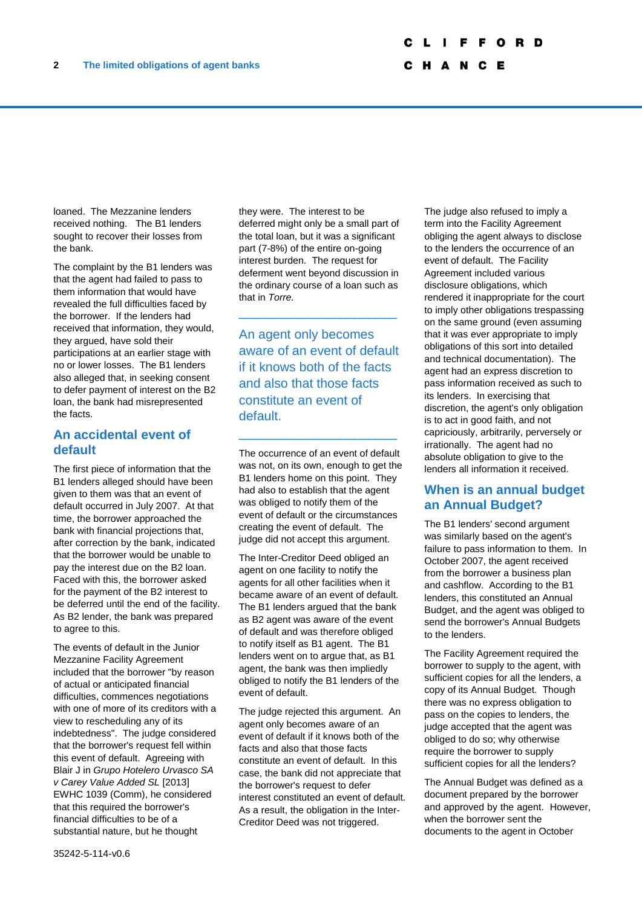loaned. The Mezzanine lenders received nothing. The B1 lenders sought to recover their losses from the bank.

The complaint by the B1 lenders was that the agent had failed to pass to them information that would have revealed the full difficulties faced by the borrower. If the lenders had received that information, they would, they argued, have sold their participations at an earlier stage with no or lower losses. The B1 lenders also alleged that, in seeking consent to defer payment of interest on the B2 loan, the bank had misrepresented the facts.

## An accidental event of default

The first piece of information that the B1 lenders alleged should have been given to them was that an event of default occurred in July 2007. At that time, the borrower approached the bank with financial projections that, after correction by the bank, indicated that the borrower would be unable to pay the interest due on the B2 loan. Faced with this, the borrower asked for the payment of the B2 interest to be deferred until the end of the facility. As B2 lender, the bank was prepared to agree to this.

The events of default in the Junior Mezzanine Facility Agreement included that the borrower "by reason of actual or anticipated financial difficulties, commences negotiations with one of more of its creditors with a view to rescheduling any of its indebtedness". The judge considered that the borrower's request fell within this event of default. Agreeing with Blair J in *Grupo Hotelero Urvasco SA v Carey Value Added SL* [2013] EWHC 1039 (Comm), he considered that this required the borrower's financial difficulties to be of a substantial nature, but he thought they were. The interest to be deferred might only be a small part of the total loan, but it was a significant part (7-8%) of the entire on-going interest burden. The request for deferment went beyond discussion in the ordinary course of a loan such as that in *Torre.*

---

An agent only becomes aware of an event of default if it knows both of the facts and also that those facts constitute an event of default.

---

The occurrence of an event of default was not, on its own, enough to get the B1 lenders home on this point. They had also to establish that the agent was obliged to notify them of the event of default or the circumstances creating the event of default. The judge did not accept this argument.

The Inter-Creditor Deed obliged an agent on one facility to notify the agents for all other facilities when it became aware of an event of default. The B1 lenders argued that the bank as B2 agent was aware of the event of default and was therefore obliged to notify itself as B1 agent. The B1 lenders went on to argue that, as B1 agent, the bank was then impliedly obliged to notify the B1 lenders of the event of default.

The judge rejected this argument. An agent only becomes aware of an event of default if it knows both of the facts and also that those facts constitute an event of default. In this case, the bank did not appreciate that the borrower's request to defer interest constituted an event of default. As a result, the obligation in the Inter-Creditor Deed was not triggered.

The judge also refused to imply a term into the Facility Agreement obliging the agent always to disclose to the lenders the occurrence of an event of default. The Facility Agreement included various disclosure obligations, which rendered it inappropriate for the court to imply other obligations trespassing on the same ground (even assuming that it was ever appropriate to imply obligations of this sort into detailed and technical documentation). The agent had an express discretion to pass information received as such to its lenders. In exercising that discretion, the agent's only obligation is to act in good faith, and not capriciously, arbitrarily, perversely or irrationally. The agent had no absolute obligation to give to the lenders all information it received.

## When is an annual budget an Annual Budget?

The B1 lenders' second argument was similarly based on the agent's failure to pass information to them. In October 2007, the agent received from the borrower a business plan and cashflow. According to the B1 lenders, this constituted an Annual Budget, and the agent was obliged to send the borrower's Annual Budgets to the lenders.

The Facility Agreement required the borrower to supply to the agent, with sufficient copies for all the lenders, a copy of its Annual Budget. Though there was no express obligation to pass on the copies to lenders, the judge accepted that the agent was obliged to do so; why otherwise require the borrower to supply sufficient copies for all the lenders?

The Annual Budget was defined as a document prepared by the borrower and approved by the agent. However, when the borrower sent the documents to the agent in October

35242-5-114-v0.6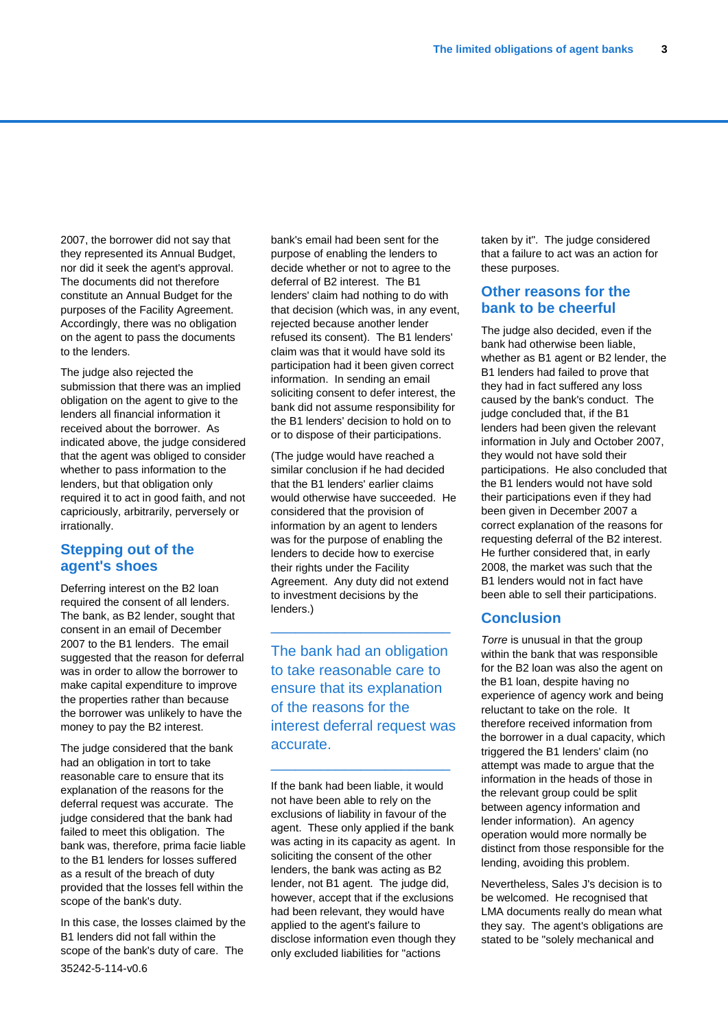2007, the borrower did not say that they represented its Annual Budget, nor did it seek the agent's approval. The documents did not therefore constitute an Annual Budget for the purposes of the Facility Agreement. Accordingly, there was no obligation on the agent to pass the documents to the lenders.

The judge also rejected the submission that there was an implied obligation on the agent to give to the lenders all financial information it received about the borrower. As indicated above, the judge considered that the agent was obliged to consider whether to pass information to the lenders, but that obligation only required it to act in good faith, and not capriciously, arbitrarily, perversely or irrationally.

## Stepping out of the agent's shoes

Deferring interest on the B2 loan required the consent of all lenders. The bank, as B2 lender, sought that consent in an email of December 2007 to the B1 lenders. The email suggested that the reason for deferral was in order to allow the borrower to make capital expenditure to improve the properties rather than because the borrower was unlikely to have the money to pay the B2 interest.

The judge considered that the bank had an obligation in tort to take reasonable care to ensure that its explanation of the reasons for the deferral request was accurate. The judge considered that the bank had failed to meet this obligation. The bank was, therefore, prima facie liable to the B1 lenders for losses suffered as a result of the breach of duty provided that the losses fell within the scope of the bank's duty.

In this case, the losses claimed by the B1 lenders did not fall within the scope of the bank's duty of care. The bank's email had been sent for the purpose of enabling the lenders to decide whether or not to agree to the deferral of B2 interest. The B1 lenders' claim had nothing to do with that decision (which was, in any event, rejected because another lender refused its consent). The B1 lenders' claim was that it would have sold its participation had it been given correct information. In sending an email soliciting consent to defer interest, the bank did not assume responsibility for the B1 lenders' decision to hold on to or to dispose of their participations.

(The judge would have reached a similar conclusion if he had decided that the B1 lenders' earlier claims would otherwise have succeeded. He considered that the provision of information by an agent to lenders was for the purpose of enabling the lenders to decide how to exercise their rights under the Facility Agreement. Any duty did not extend to investment decisions by the lenders.)

---

The bank had an obligation to take reasonable care to ensure that its explanation of the reasons for the interest deferral request was accurate.

---

If the bank had been liable, it would not have been able to rely on the exclusions of liability in favour of the agent. These only applied if the bank was acting in its capacity as agent. In soliciting the consent of the other lenders, the bank was acting as B2 lender, not B1 agent. The judge did, however, accept that if the exclusions had been relevant, they would have applied to the agent's failure to disclose information even though they only excluded liabilities for "actions taken by it". The judge considered that a failure to act was an action for these purposes.

## Other reasons for the bank to be cheerful

The judge also decided, even if the bank had otherwise been liable, whether as B1 agent or B2 lender, the B1 lenders had failed to prove that they had in fact suffered any loss caused by the bank's conduct. The judge concluded that, if the B1 lenders had been given the relevant information in July and October 2007, they would not have sold their participations. He also concluded that the B1 lenders would not have sold their participations even if they had been given in December 2007 a correct explanation of the reasons for requesting deferral of the B2 interest. He further considered that, in early 2008, the market was such that the B1 lenders would not in fact have been able to sell their participations.

## Conclusion

*Torre* is unusual in that the group within the bank that was responsible for the B2 loan was also the agent on the B1 loan, despite having no experience of agency work and being reluctant to take on the role. It therefore received information from the borrower in a dual capacity, which triggered the B1 lenders' claim (no attempt was made to argue that the information in the heads of those in the relevant group could be split between agency information and lender information). An agency operation would more normally be distinct from those responsible for the lending, avoiding this problem.

Nevertheless, Sales J's decision is to be welcomed. He recognised that LMA documents really do mean what they say. The agent's obligations are stated to be "solely mechanical and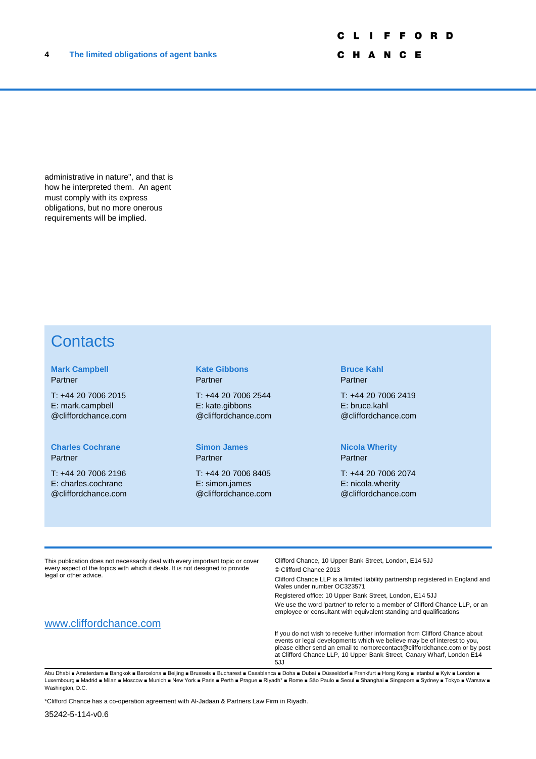administrative in nature", and that is how he interpreted them. An agent must comply with its express obligations, but no more onerous requirements will be implied.

## Contacts

**Mark Campbell**
Partner

T: +44 20 7006 2015
E: mark.campbell@cliffordchance.com

**Kate Gibbons**
Partner

T: +44 20 7006 2544
E: kate.gibbons@cliffordchance.com

**Bruce Kahl**
Partner

T: +44 20 7006 2419
E: bruce.kahl@cliffordchance.com

**Charles Cochrane**
Partner

T: +44 20 7006 2196
E: charles.cochrane@cliffordchance.com

**Simon James**
Partner

T: +44 20 7006 8405
E: simon.james@cliffordchance.com

**Nicola Wherity**
Partner

T: +44 20 7006 2074
E: nicola.wherity@cliffordchance.com

This publication does not necessarily deal with every important topic or cover every aspect of the topics with which it deals. It is not designed to provide legal or other advice.

www.cliffordchance.com

Clifford Chance, 10 Upper Bank Street, London, E14 5JJ

© Clifford Chance 2013

Clifford Chance LLP is a limited liability partnership registered in England and Wales under number OC323571

Registered office: 10 Upper Bank Street, London, E14 5JJ

We use the word 'partner' to refer to a member of Clifford Chance LLP, or an employee or consultant with equivalent standing and qualifications

If you do not wish to receive further information from Clifford Chance about events or legal developments which we believe may be of interest to you, please either send an email to nomorecontact@cliffordchance.com or by post at Clifford Chance LLP, 10 Upper Bank Street, Canary Wharf, London E14 5JJ

Abu Dhabi ■ Amsterdam ■ Bangkok ■ Barcelona ■ Beijing ■ Brussels ■ Bucharest ■ Casablanca ■ Doha ■ Dubai ■ Düsseldorf ■ Frankfurt ■ Hong Kong ■ Istanbul ■ Kyiv ■ London ■ Luxembourg ■ Madrid ■ Milan ■ Moscow ■ Munich ■ New York ■ Paris ■ Perth ■ Prague ■ Riyadh* ■ Rome ■ São Paulo ■ Seoul ■ Shanghai ■ Singapore ■ Sydney ■ Tokyo ■ Warsaw ■ Washington, D.C.

*Clifford Chance has a co-operation agreement with Al-Jadaan & Partners Law Firm in Riyadh.

35242-5-114-v0.6